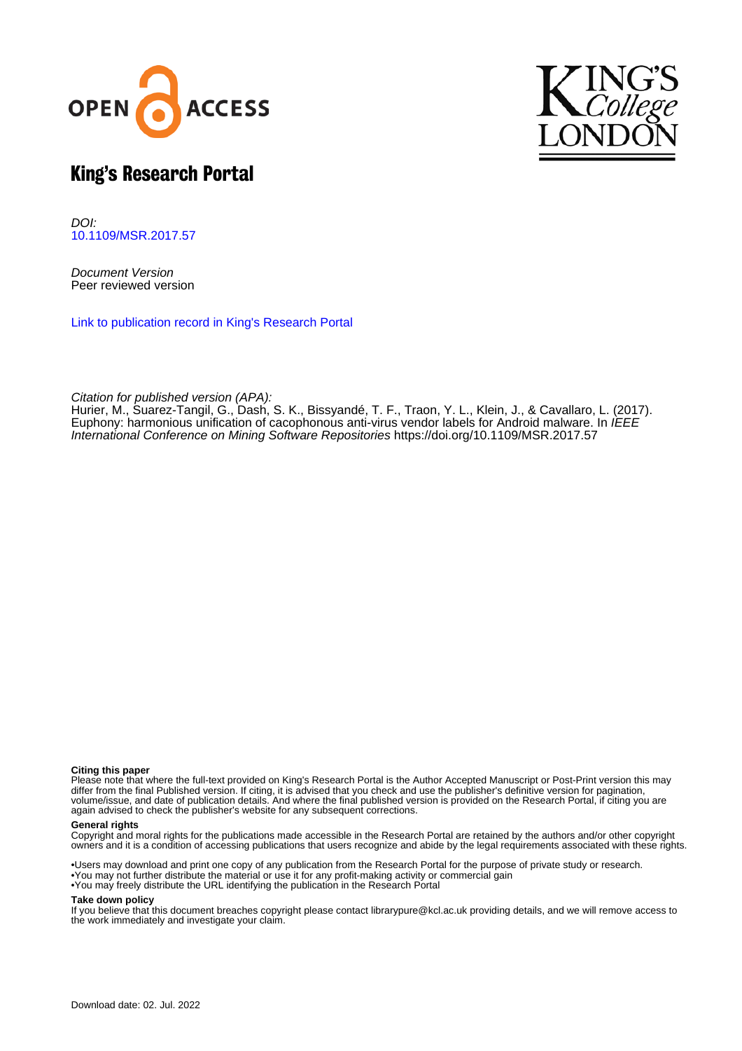# King's Research Portal

*DOI:*
10.1109/MSR.2017.57

*Document Version*
Peer reviewed version

Link to publication record in King's Research Portal

*Citation for published version (APA):*
Hurier, M., Suarez-Tangil, G., Dash, S. K., Bissyandé, T. F., Traon, Y. L., Klein, J., & Cavallaro, L. (2017). Euphony: harmonious unification of cacophonous anti-virus vendor labels for Android malware. In *IEEE International Conference on Mining Software Repositories* https://doi.org/10.1109/MSR.2017.57

**Citing this paper**
Please note that where the full-text provided on King's Research Portal is the Author Accepted Manuscript or Post-Print version this may differ from the final Published version. If citing, it is advised that you check and use the publisher's definitive version for pagination, volume/issue, and date of publication details. And where the final published version is provided on the Research Portal, if citing you are again advised to check the publisher's website for any subsequent corrections.

**General rights**
Copyright and moral rights for the publications made accessible in the Research Portal are retained by the authors and/or other copyright owners and it is a condition of accessing publications that users recognize and abide by the legal requirements associated with these rights.

•Users may download and print one copy of any publication from the Research Portal for the purpose of private study or research.
•You may not further distribute the material or use it for any profit-making activity or commercial gain
•You may freely distribute the URL identifying the publication in the Research Portal

**Take down policy**
If you believe that this document breaches copyright please contact librarypure@kcl.ac.uk providing details, and we will remove access to the work immediately and investigate your claim.

Download date: 02. Jul. 2022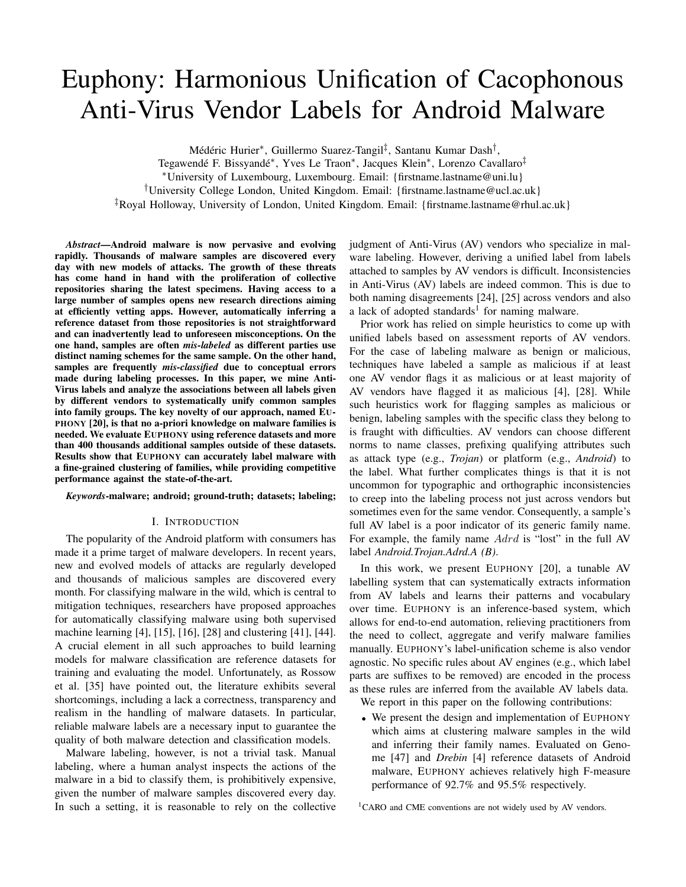# Euphony: Harmonious Unification of Cacophonous Anti-Virus Vendor Labels for Android Malware

Médéric Hurier*, Guillermo Suarez-Tangil‡, Santanu Kumar Dash†,
Tegawendé F. Bissyandé*, Yves Le Traon*, Jacques Klein*, Lorenzo Cavallaro‡

*University of Luxembourg, Luxembourg. Email: {firstname.lastname@uni.lu}
†University College London, United Kingdom. Email: {firstname.lastname@ucl.ac.uk}
‡Royal Holloway, University of London, United Kingdom. Email: {firstname.lastname@rhul.ac.uk}

***Abstract*—Android malware is now pervasive and evolving rapidly. Thousands of malware samples are discovered every day with new models of attacks. The growth of these threats has come hand in hand with the proliferation of collective repositories sharing the latest specimens. Having access to a large number of samples opens new research directions aiming at efficiently vetting apps. However, automatically inferring a reference dataset from those repositories is not straightforward and can inadvertently lead to unforeseen misconceptions. On the one hand, samples are often *mis-labeled* as different parties use distinct naming schemes for the same sample. On the other hand, samples are frequently *mis-classified* due to conceptual errors made during labeling processes. In this paper, we mine Anti-Virus labels and analyze the associations between all labels given by different vendors to systematically unify common samples into family groups. The key novelty of our approach, named EUPHONY [20], is that no a-priori knowledge on malware families is needed. We evaluate EUPHONY using reference datasets and more than 400 thousands additional samples outside of these datasets. Results show that EUPHONY can accurately label malware with a fine-grained clustering of families, while providing competitive performance against the state-of-the-art.**

***Keywords*-malware; android; ground-truth; datasets; labeling;**

## I. INTRODUCTION

The popularity of the Android platform with consumers has made it a prime target of malware developers. In recent years, new and evolved models of attacks are regularly developed and thousands of malicious samples are discovered every month. For classifying malware in the wild, which is central to mitigation techniques, researchers have proposed approaches for automatically classifying malware using both supervised machine learning [4], [15], [16], [28] and clustering [41], [44]. A crucial element in all such approaches to build learning models for malware classification are reference datasets for training and evaluating the model. Unfortunately, as Rossow et al. [35] have pointed out, the literature exhibits several shortcomings, including a lack a correctness, transparency and realism in the handling of malware datasets. In particular, reliable malware labels are a necessary input to guarantee the quality of both malware detection and classification models.

Malware labeling, however, is not a trivial task. Manual labeling, where a human analyst inspects the actions of the malware in a bid to classify them, is prohibitively expensive, given the number of malware samples discovered every day. In such a setting, it is reasonable to rely on the collective judgment of Anti-Virus (AV) vendors who specialize in malware labeling. However, deriving a unified label from labels attached to samples by AV vendors is difficult. Inconsistencies in Anti-Virus (AV) labels are indeed common. This is due to both naming disagreements [24], [25] across vendors and also a lack of adopted standards[1] for naming malware.

Prior work has relied on simple heuristics to come up with unified labels based on assessment reports of AV vendors. For the case of labeling malware as benign or malicious, techniques have labeled a sample as malicious if at least one AV vendor flags it as malicious or at least majority of AV vendors have flagged it as malicious [4], [28]. While such heuristics work for flagging samples as malicious or benign, labeling samples with the specific class they belong to is fraught with difficulties. AV vendors can choose different norms to name classes, prefixing qualifying attributes such as attack type (e.g., *Trojan*) or platform (e.g., *Android*) to the label. What further complicates things is that it is not uncommon for typographic and orthographic inconsistencies to creep into the labeling process not just across vendors but sometimes even for the same vendor. Consequently, a sample's full AV label is a poor indicator of its generic family name. For example, the family name $Adrd$ is "lost" in the full AV label *Android.Trojan.Adrd.A (B)*.

In this work, we present EUPHONY [20], a tunable AV labelling system that can systematically extracts information from AV labels and learns their patterns and vocabulary over time. EUPHONY is an inference-based system, which allows for end-to-end automation, relieving practitioners from the need to collect, aggregate and verify malware families manually. EUPHONY's label-unification scheme is also vendor agnostic. No specific rules about AV engines (e.g., which label parts are suffixes to be removed) are encoded in the process as these rules are inferred from the available AV labels data.

We report in this paper on the following contributions:

- We present the design and implementation of EUPHONY which aims at clustering malware samples in the wild and inferring their family names. Evaluated on Genome [47] and *Drebin* [4] reference datasets of Android malware, EUPHONY achieves relatively high F-measure performance of 92.7% and 95.5% respectively.

[1] CARO and CME conventions are not widely used by AV vendors.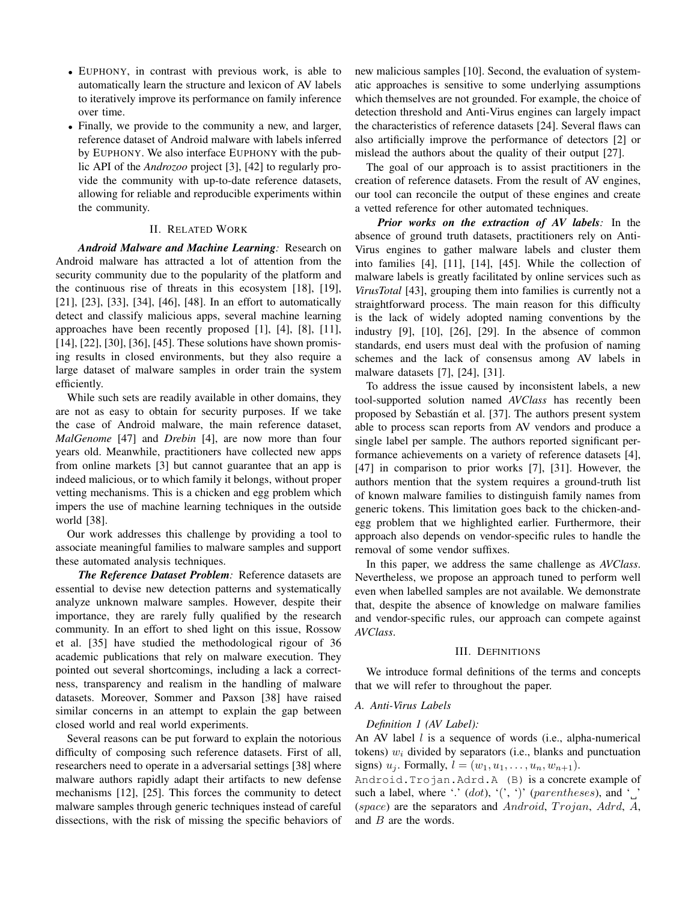- EUPHONY, in contrast with previous work, is able to automatically learn the structure and lexicon of AV labels to iteratively improve its performance on family inference over time.
- Finally, we provide to the community a new, and larger, reference dataset of Android malware with labels inferred by EUPHONY. We also interface EUPHONY with the public API of the *Androzoo* project [3], [42] to regularly provide the community with up-to-date reference datasets, allowing for reliable and reproducible experiments within the community.

## II. Related Work

***Android Malware and Machine Learning:*** Research on Android malware has attracted a lot of attention from the security community due to the popularity of the platform and the continuous rise of threats in this ecosystem [18], [19], [21], [23], [33], [34], [46], [48]. In an effort to automatically detect and classify malicious apps, several machine learning approaches have been recently proposed [1], [4], [8], [11], [14], [22], [30], [36], [45]. These solutions have shown promising results in closed environments, but they also require a large dataset of malware samples in order train the system efficiently.

While such sets are readily available in other domains, they are not as easy to obtain for security purposes. If we take the case of Android malware, the main reference dataset, *MalGenome* [47] and *Drebin* [4], are now more than four years old. Meanwhile, practitioners have collected new apps from online markets [3] but cannot guarantee that an app is indeed malicious, or to which family it belongs, without proper vetting mechanisms. This is a chicken and egg problem which impers the use of machine learning techniques in the outside world [38].

Our work addresses this challenge by providing a tool to associate meaningful families to malware samples and support these automated analysis techniques.

***The Reference Dataset Problem:*** Reference datasets are essential to devise new detection patterns and systematically analyze unknown malware samples. However, despite their importance, they are rarely fully qualified by the research community. In an effort to shed light on this issue, Rossow et al. [35] have studied the methodological rigour of 36 academic publications that rely on malware execution. They pointed out several shortcomings, including a lack a correctness, transparency and realism in the handling of malware datasets. Moreover, Sommer and Paxson [38] have raised similar concerns in an attempt to explain the gap between closed world and real world experiments.

Several reasons can be put forward to explain the notorious difficulty of composing such reference datasets. First of all, researchers need to operate in a adversarial settings [38] where malware authors rapidly adapt their artifacts to new defense mechanisms [12], [25]. This forces the community to detect malware samples through generic techniques instead of careful dissections, with the risk of missing the specific behaviors of new malicious samples [10]. Second, the evaluation of systematic approaches is sensitive to some underlying assumptions which themselves are not grounded. For example, the choice of detection threshold and Anti-Virus engines can largely impact the characteristics of reference datasets [24]. Several flaws can also artificially improve the performance of detectors [2] or mislead the authors about the quality of their output [27].

The goal of our approach is to assist practitioners in the creation of reference datasets. From the result of AV engines, our tool can reconcile the output of these engines and create a vetted reference for other automated techniques.

***Prior works on the extraction of AV labels:*** In the absence of ground truth datasets, practitioners rely on Anti-Virus engines to gather malware labels and cluster them into families [4], [11], [14], [45]. While the collection of malware labels is greatly facilitated by online services such as *VirusTotal* [43], grouping them into families is currently not a straightforward process. The main reason for this difficulty is the lack of widely adopted naming conventions by the industry [9], [10], [26], [29]. In the absence of common standards, end users must deal with the profusion of naming schemes and the lack of consensus among AV labels in malware datasets [7], [24], [31].

To address the issue caused by inconsistent labels, a new tool-supported solution named *AVClass* has recently been proposed by Sebastián et al. [37]. The authors present system able to process scan reports from AV vendors and produce a single label per sample. The authors reported significant performance achievements on a variety of reference datasets [4], [47] in comparison to prior works [7], [31]. However, the authors mention that the system requires a ground-truth list of known malware families to distinguish family names from generic tokens. This limitation goes back to the chicken-and-egg problem that we highlighted earlier. Furthermore, their approach also depends on vendor-specific rules to handle the removal of some vendor suffixes.

In this paper, we address the same challenge as *AVClass*. Nevertheless, we propose an approach tuned to perform well even when labelled samples are not available. We demonstrate that, despite the absence of knowledge on malware families and vendor-specific rules, our approach can compete against *AVClass*.

## III. Definitions

We introduce formal definitions of the terms and concepts that we will refer to throughout the paper.

### A. Anti-Virus Labels

*Definition 1 (AV Label):*
An AV label $l$ is a sequence of words (i.e., alpha-numerical tokens) $w_i$ divided by separators (i.e., blanks and punctuation signs) $u_j$. Formally, $l = (w_1, u_1, \dots, u_n, w_{n+1})$.
`Android.Trojan.Adrd.A (B)` is a concrete example of such a label, where '.' (*dot*), '(', ')' (*parentheses*), and '␣' (*space*) are the separators and $Android$, $Trojan$, $Adrd$, $A$, and $B$ are the words.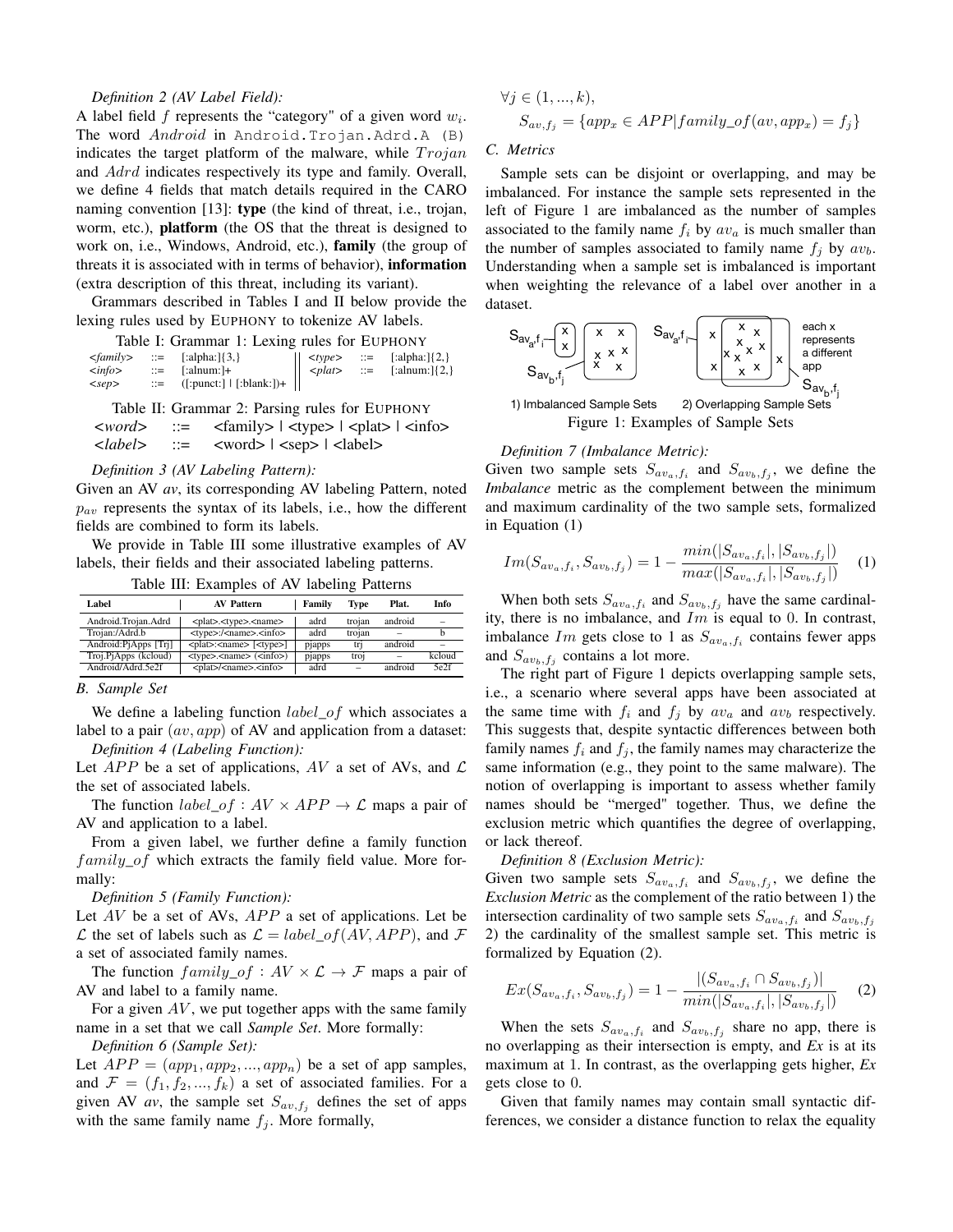*Definition 2 (AV Label Field):*
A label field $f$ represents the "category" of a given word $w_i$. The word $Android$ in Android.Trojan.Adrd.A (B) indicates the target platform of the malware, while $Trojan$ and $Adrd$ indicates respectively its type and family. Overall, we define 4 fields that match details required in the CARO naming convention [13]: **type** (the kind of threat, i.e., trojan, worm, etc.), **platform** (the OS that the threat is designed to work on, i.e., Windows, Android, etc.), **family** (the group of threats it is associated with in terms of behavior), **information** (extra description of this threat, including its variant).

Grammars described in Tables I and II below provide the lexing rules used by EUPHONY to tokenize AV labels.

Table I: Grammar 1: Lexing rules for EUPHONY

| | | | | | |
|---|---|---|---|---|---|
| *<family>* | ::= | [:alpha:]{3,} | *<type>* | ::= | [:alpha:]{2,} |
| *<info>* | ::= | [:alnum:]+ | *<plat>* | ::= | [:alnum:]{2,} |
| *<sep>* | ::= | ([:punct:] \| [:blank:])+ | | | |

Table II: Grammar 2: Parsing rules for EUPHONY

| | | |
|---|---|---|
| *<word>* | ::= | <family> \| <type> \| <plat> \| <info> |
| *<label>* | ::= | <word> \| <sep> \| <label> |

*Definition 3 (AV Labeling Pattern):*
Given an AV *av*, its corresponding AV labeling Pattern, noted $p_{av}$ represents the syntax of its labels, i.e., how the different fields are combined to form its labels.

We provide in Table III some illustrative examples of AV labels, their fields and their associated labeling patterns.

Table III: Examples of AV labeling Patterns

| Label | AV Pattern | Family | Type | Plat. | Info |
|---|---|---|---|---|---|
| Android.Trojan.Adrd | <plat>.<type>.<name> | adrd | trojan | android | – |
| Trojan:/Adrd.b | <type>:/<name>.<info> | adrd | trojan | – | b |
| Android:PjApps [Trj] | <plat>:<name> [<type>] | pjapps | trj | android | – |
| Troj.PjApps (kcloud) | <type>.<name> (<info>) | pjapps | troj | – | kcloud |
| Android/Adrd.5e2f | <plat>/<name>.<info> | adrd | – | android | 5e2f |

### B. Sample Set

We define a labeling function $label\_of$ which associates a label to a pair $(av, app)$ of AV and application from a dataset:

*Definition 4 (Labeling Function):*
Let $APP$ be a set of applications, $AV$ a set of AVs, and $\mathcal{L}$ the set of associated labels.

The function $label\_of : AV \times APP \rightarrow \mathcal{L}$ maps a pair of AV and application to a label.

From a given label, we further define a family function $family\_of$ which extracts the family field value. More formally:

*Definition 5 (Family Function):*
Let $AV$ be a set of AVs, $APP$ a set of applications. Let be $\mathcal{L}$ the set of labels such as $\mathcal{L} = label\_of(AV, APP)$, and $\mathcal{F}$ a set of associated family names.

The function $family\_of : AV \times \mathcal{L} \rightarrow \mathcal{F}$ maps a pair of AV and label to a family name.

For a given $AV$, we put together apps with the same family name in a set that we call *Sample Set*. More formally:

*Definition 6 (Sample Set):*
Let $APP = (app_1, app_2, ..., app_n)$ be a set of app samples, and $\mathcal{F} = (f_1, f_2, ..., f_k)$ a set of associated families. For a given AV *av*, the sample set $S_{av,f_j}$ defines the set of apps with the same family name $f_j$. More formally,

$$\forall j \in (1, ..., k),$$
$$S_{av,f_j} = \{app_x \in APP | family\_of(av, app_x) = f_j\}$$

### C. Metrics

Sample sets can be disjoint or overlapping, and may be imbalanced. For instance the sample sets represented in the left of Figure 1 are imbalanced as the number of samples associated to the family name $f_i$ by $av_a$ is much smaller than the number of samples associated to family name $f_j$ by $av_b$. Understanding when a sample set is imbalanced is important when weighting the relevance of a label over another in a dataset.

1) Imbalanced Sample Sets  2) Overlapping Sample Sets

Figure 1: Examples of Sample Sets

*Definition 7 (Imbalance Metric):*
Given two sample sets $S_{av_a,f_i}$ and $S_{av_b,f_j}$, we define the *Imbalance* metric as the complement between the minimum and maximum cardinality of the two sample sets, formalized in Equation (1)

$$Im(S_{av_a,f_i}, S_{av_b,f_j}) = 1 - \frac{min(|S_{av_a,f_i}|, |S_{av_b,f_j}|)}{max(|S_{av_a,f_i}|, |S_{av_b,f_j}|)} \quad (1)$$

When both sets $S_{av_a,f_i}$ and $S_{av_b,f_j}$ have the same cardinality, there is no imbalance, and $Im$ is equal to 0. In contrast, imbalance $Im$ gets close to 1 as $S_{av_a,f_i}$ contains fewer apps and $S_{av_b,f_j}$ contains a lot more.

The right part of Figure 1 depicts overlapping sample sets, i.e., a scenario where several apps have been associated at the same time with $f_i$ and $f_j$ by $av_a$ and $av_b$ respectively. This suggests that, despite syntactic differences between both family names $f_i$ and $f_j$, the family names may characterize the same information (e.g., they point to the same malware). The notion of overlapping is important to assess whether family names should be "merged" together. Thus, we define the exclusion metric which quantifies the degree of overlapping, or lack thereof.

*Definition 8 (Exclusion Metric):*
Given two sample sets $S_{av_a,f_i}$ and $S_{av_b,f_j}$, we define the *Exclusion Metric* as the complement of the ratio between 1) the intersection cardinality of two sample sets $S_{av_a,f_i}$ and $S_{av_b,f_j}$ 2) the cardinality of the smallest sample set. This metric is formalized by Equation (2).

$$Ex(S_{av_a,f_i}, S_{av_b,f_j}) = 1 - \frac{|(S_{av_a,f_i} \cap S_{av_b,f_j})|}{min(|S_{av_a,f_i}|, |S_{av_b,f_j}|)} \quad (2)$$

When the sets $S_{av_a,f_i}$ and $S_{av_b,f_j}$ share no app, there is no overlapping as their intersection is empty, and *Ex* is at its maximum at 1. In contrast, as the overlapping gets higher, *Ex* gets close to 0.

Given that family names may contain small syntactic differences, we consider a distance function to relax the equality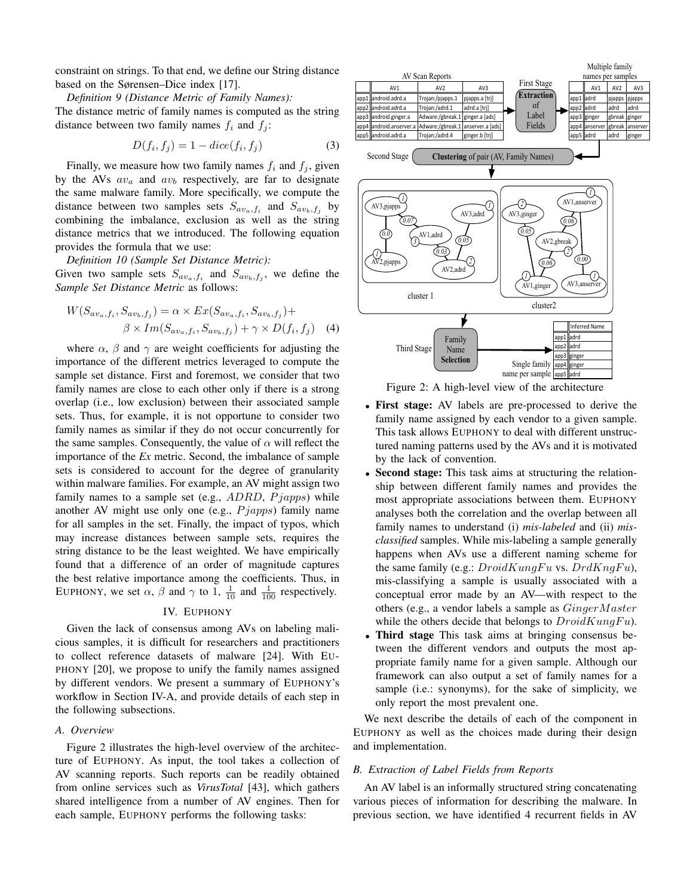constraint on strings. To that end, we define our String distance based on the Sørensen–Dice index [17].

*Definition 9 (Distance Metric of Family Names):*
The distance metric of family names is computed as the string distance between two family names $f_i$ and $f_j$:

$$D(f_i, f_j) = 1 - dice(f_i, f_j) \tag{3}$$

Finally, we measure how two family names $f_i$ and $f_j$, given by the AVs $av_a$ and $av_b$ respectively, are far to designate the same malware family. More specifically, we compute the distance between two samples sets $S_{av_a,f_i}$ and $S_{av_b,f_j}$ by combining the imbalance, exclusion as well as the string distance metrics that we introduced. The following equation provides the formula that we use:

*Definition 10 (Sample Set Distance Metric):*
Given two sample sets $S_{av_a,f_i}$ and $S_{av_b,f_j}$, we define the *Sample Set Distance Metric* as follows:

$$W(S_{av_a,f_i}, S_{av_b,f_j}) = \alpha \times Ex(S_{av_a,f_i}, S_{av_b,f_j}) + \beta \times Im(S_{av_a,f_i}, S_{av_b,f_j}) + \gamma \times D(f_i, f_j) \tag{4}$$

where $\alpha$, $\beta$ and $\gamma$ are weight coefficients for adjusting the importance of the different metrics leveraged to compute the sample set distance. First and foremost, we consider that two family names are close to each other only if there is a strong overlap (i.e., low exclusion) between their associated sample sets. Thus, for example, it is not opportune to consider two family names as similar if they do not occur concurrently for the same samples. Consequently, the value of $\alpha$ will reflect the importance of the *Ex* metric. Second, the imbalance of sample sets is considered to account for the degree of granularity within malware families. For example, an AV might assign two family names to a sample set (e.g., $ADRD$, $Pjapps$) while another AV might use only one (e.g., $Pjapps$) family name for all samples in the set. Finally, the impact of typos, which may increase distances between sample sets, requires the string distance to be the least weighted. We have empirically found that a difference of an order of magnitude captures the best relative importance among the coefficients. Thus, in EUPHONY, we set $\alpha$, $\beta$ and $\gamma$ to 1, $\frac{1}{10}$ and $\frac{1}{100}$ respectively.

## IV. EUPHONY

Given the lack of consensus among AVs on labeling malicious samples, it is difficult for researchers and practitioners to collect reference datasets of malware [24]. With EUPHONY [20], we propose to unify the family names assigned by different vendors. We present a summary of EUPHONY's workflow in Section IV-A, and provide details of each step in the following subsections.

### A. Overview

Figure 2 illustrates the high-level overview of the architecture of EUPHONY. As input, the tool takes a collection of AV scanning reports. Such reports can be readily obtained from online services such as *VirusTotal* [43], which gathers shared intelligence from a number of AV engines. Then for each sample, EUPHONY performs the following tasks:

AV Scan Reports

| | AV1 | AV2 | AV3 |
|---|---|---|---|
| app1 | android.adrd.a | Trojan:/pjapps.1 | pjapps.a [trj] |
| app2 | android.adrd.a | Trojan:/adrd.1 | adrd.a [trj] |
| app3 | android.ginger.a | Adware:/gbreak.1 | ginger.a [ads] |
| app4 | android.anserver.a | Adware:/gbreak.1 | anserver.a [ads] |
| app5 | android.adrd.a | Trojan:/adrd.4 | ginger.b [trj] |

First Stage: **Extraction** of Label Fields

Multiple family names per samples

| | AV1 | AV2 | AV3 |
|---|---|---|---|
| app1 | adrd | pjapps | pjapps |
| app2 | adrd | adrd | adrd |
| app3 | ginger | gbreak | ginger |
| app4 | anserver | gbreak | anserver |
| app5 | adrd | adrd | ginger |

Second Stage: **Clustering** of pair (AV, Family Names)

cluster 1: AV3,pjapps (1); AV2,pjapps (1); AV1,adrd (3); AV3,adrd (1); AV2,adrd (2); edges 0.0, 0.07, 0.05, 0.03

cluster2: AV3,ginger (2); AV1,anserver (1); AV2,gbreak (2); AV1,ginger (1); AV3,anserver (1); edges 0.05, 0.06, 0.06, 0.00

Third Stage: Family Name **Selection**

Single family name per sample

| | Inferred Name |
|---|---|
| app1 | adrd |
| app2 | adrd |
| app3 | ginger |
| app4 | ginger |
| app5 | adrd |

Figure 2: A high-level view of the architecture

- **First stage:** AV labels are pre-processed to derive the family name assigned by each vendor to a given sample. This task allows EUPHONY to deal with different unstructured naming patterns used by the AVs and it is motivated by the lack of convention.
- **Second stage:** This task aims at structuring the relationship between different family names and provides the most appropriate associations between them. EUPHONY analyses both the correlation and the overlap between all family names to understand (i) *mis-labeled* and (ii) *mis-classified* samples. While mis-labeling a sample generally happens when AVs use a different naming scheme for the same family (e.g.: $DroidKungFu$ vs. $DrdKngFu$), mis-classifying a sample is usually associated with a conceptual error made by an AV—with respect to the others (e.g., a vendor labels a sample as $GingerMaster$ while the others decide that belongs to $DroidKungFu$).
- **Third stage** This task aims at bringing consensus between the different vendors and outputs the most appropriate family name for a given sample. Although our framework can also output a set of family names for a sample (i.e.: synonyms), for the sake of simplicity, we only report the most prevalent one.

We next describe the details of each of the component in EUPHONY as well as the choices made during their design and implementation.

### B. Extraction of Label Fields from Reports

An AV label is an informally structured string concatenating various pieces of information for describing the malware. In previous section, we have identified 4 recurrent fields in AV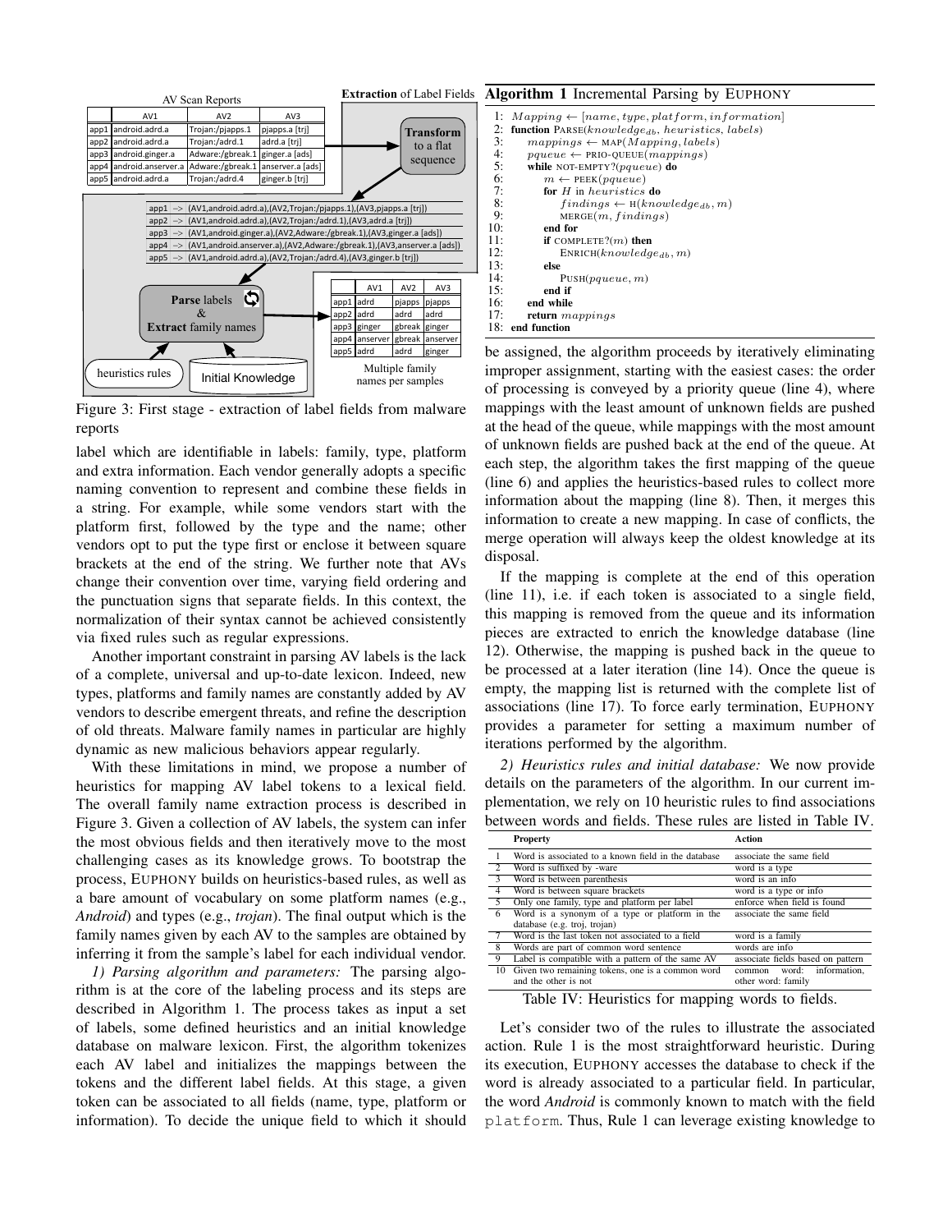| | AV1 | AV2 | AV3 |
|---|---|---|---|
| app1 | android.adrd.a | Trojan:/pjapps.1 | pjapps.a [trj] |
| app2 | android.adrd.a | Trojan:/adrd.1 | adrd.a [trj] |
| app3 | android.ginger.a | Adware:/gbreak.1 | ginger.a [ads] |
| app4 | android.anserver.a | Adware:/gbreak.1 | anserver.a [ads] |
| app5 | android.adrd.a | Trojan:/adrd.4 | ginger.b [trj] |

| | AV1 | AV2 | AV3 |
|---|---|---|---|
| app1 | adrd | pjapps | pjapps |
| app2 | adrd | adrd | adrd |
| app3 | ginger | gbreak | ginger |
| app4 | anserver | gbreak | anserver |
| app5 | adrd | adrd | ginger |

Figure 3: First stage - extraction of label fields from malware reports

label which are identifiable in labels: family, type, platform and extra information. Each vendor generally adopts a specific naming convention to represent and combine these fields in a string. For example, while some vendors start with the platform first, followed by the type and the name; other vendors opt to put the type first or enclose it between square brackets at the end of the string. We further note that AVs change their convention over time, varying field ordering and the punctuation signs that separate fields. In this context, the normalization of their syntax cannot be achieved consistently via fixed rules such as regular expressions.

Another important constraint in parsing AV labels is the lack of a complete, universal and up-to-date lexicon. Indeed, new types, platforms and family names are constantly added by AV vendors to describe emergent threats, and refine the description of old threats. Malware family names in particular are highly dynamic as new malicious behaviors appear regularly.

With these limitations in mind, we propose a number of heuristics for mapping AV label tokens to a lexical field. The overall family name extraction process is described in Figure 3. Given a collection of AV labels, the system can infer the most obvious fields and then iteratively move to the most challenging cases as its knowledge grows. To bootstrap the process, EUPHONY builds on heuristics-based rules, as well as a bare amount of vocabulary on some platform names (e.g., *Android*) and types (e.g., *trojan*). The final output which is the family names given by each AV to the samples are obtained by inferring it from the sample's label for each individual vendor.

*1) Parsing algorithm and parameters:* The parsing algorithm is at the core of the labeling process and its steps are described in Algorithm 1. The process takes as input a set of labels, some defined heuristics and an initial knowledge database on malware lexicon. First, the algorithm tokenizes each AV label and initializes the mappings between the tokens and the different label fields. At this stage, a given token can be associated to all fields (name, type, platform or information). To decide the unique field to which it should be assigned, the algorithm proceeds by iteratively eliminating improper assignment, starting with the easiest cases: the order of processing is conveyed by a priority queue (line 4), where mappings with the least amount of unknown fields are pushed at the head of the queue, while mappings with the most amount of unknown fields are pushed back at the end of the queue. At each step, the algorithm takes the first mapping of the queue (line 6) and applies the heuristics-based rules to collect more information about the mapping (line 8). Then, it merges this information to create a new mapping. In case of conflicts, the merge operation will always keep the oldest knowledge at its disposal.

**Algorithm 1** Incremental Parsing by EUPHONY

```
1:  Mapping ← [name, type, platform, information]
2:  function PARSE(knowledge_db, heuristics, labels)
3:      mappings ← MAP(Mapping, labels)
4:      pqueue ← PRIO-QUEUE(mappings)
5:      while NOT-EMPTY?(pqueue) do
6:          m ← PEEK(pqueue)
7:          for H in heuristics do
8:              findings ← H(knowledge_db, m)
9:              MERGE(m, findings)
10:         end for
11:         if COMPLETE?(m) then
12:             ENRICH(knowledge_db, m)
13:         else
14:             PUSH(pqueue, m)
15:         end if
16:     end while
17:     return mappings
18: end function
```

If the mapping is complete at the end of this operation (line 11), i.e. if each token is associated to a single field, this mapping is removed from the queue and its information pieces are extracted to enrich the knowledge database (line 12). Otherwise, the mapping is pushed back in the queue to be processed at a later iteration (line 14). Once the queue is empty, the mapping list is returned with the complete list of associations (line 17). To force early termination, EUPHONY provides a parameter for setting a maximum number of iterations performed by the algorithm.

*2) Heuristics rules and initial database:* We now provide details on the parameters of the algorithm. In our current implementation, we rely on 10 heuristic rules to find associations between words and fields. These rules are listed in Table IV.

| | Property | Action |
|---|---|---|
| 1 | Word is associated to a known field in the database | associate the same field |
| 2 | Word is suffixed by -ware | word is a type |
| 3 | Word is between parenthesis | word is an info |
| 4 | Word is between square brackets | word is a type or info |
| 5 | Only one family, type and platform per label | enforce when field is found |
| 6 | Word is a synonym of a type or platform in the database (e.g. troj, trojan) | associate the same field |
| 7 | Word is the last token not associated to a field | word is a family |
| 8 | Words are part of common word sentence | words are info |
| 9 | Label is compatible with a pattern of the same AV | associate fields based on pattern |
| 10 | Given two remaining tokens, one is a common word and the other is not | common word: information, other word: family |

Table IV: Heuristics for mapping words to fields.

Let's consider two of the rules to illustrate the associated action. Rule 1 is the most straightforward heuristic. During its execution, EUPHONY accesses the database to check if the word is already associated to a particular field. In particular, the word *Android* is commonly known to match with the field `platform`. Thus, Rule 1 can leverage existing knowledge to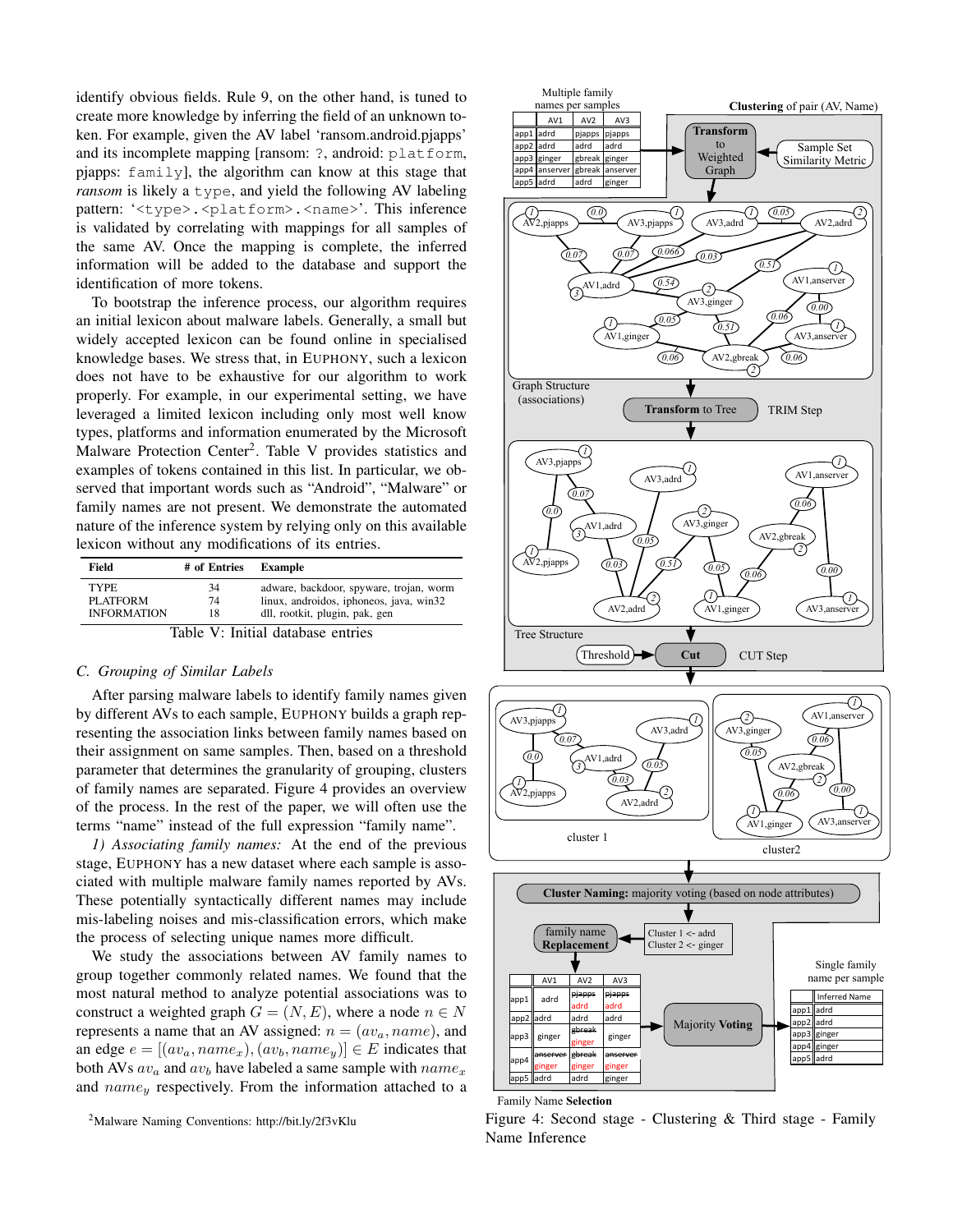identify obvious fields. Rule 9, on the other hand, is tuned to create more knowledge by inferring the field of an unknown token. For example, given the AV label 'ransom.android.pjapps' and its incomplete mapping [ransom: ?, android: `platform`, pjapps: `family`], the algorithm can know at this stage that *ransom* is likely a `type`, and yield the following AV labeling pattern: '`<type>.<platform>.<name>`'. This inference is validated by correlating with mappings for all samples of the same AV. Once the mapping is complete, the inferred information will be added to the database and support the identification of more tokens.

To bootstrap the inference process, our algorithm requires an initial lexicon about malware labels. Generally, a small but widely accepted lexicon can be found online in specialised knowledge bases. We stress that, in EUPHONY, such a lexicon does not have to be exhaustive for our algorithm to work properly. For example, in our experimental setting, we have leveraged a limited lexicon including only most well know types, platforms and information enumerated by the Microsoft Malware Protection Center[2]. Table V provides statistics and examples of tokens contained in this list. In particular, we observed that important words such as "Android", "Malware" or family names are not present. We demonstrate the automated nature of the inference system by relying only on this available lexicon without any modifications of its entries.

| Field | # of Entries | Example |
|---|---|---|
| TYPE | 34 | adware, backdoor, spyware, trojan, worm |
| PLATFORM | 74 | linux, androidos, iphoneos, java, win32 |
| INFORMATION | 18 | dll, rootkit, plugin, pak, gen |

Table V: Initial database entries

### C. Grouping of Similar Labels

After parsing malware labels to identify family names given by different AVs to each sample, EUPHONY builds a graph representing the association links between family names based on their assignment on same samples. Then, based on a threshold parameter that determines the granularity of grouping, clusters of family names are separated. Figure 4 provides an overview of the process. In the rest of the paper, we will often use the terms "name" instead of the full expression "family name".

*1) Associating family names:* At the end of the previous stage, EUPHONY has a new dataset where each sample is associated with multiple malware family names reported by AVs. These potentially syntactically different names may include mis-labeling noises and mis-classification errors, which make the process of selecting unique names more difficult.

We study the associations between AV family names to group together commonly related names. We found that the most natural method to analyze potential associations was to construct a weighted graph $G = (N, E)$, where a node $n \in N$ represents a name that an AV assigned: $n = (av_a, name)$, and an edge $e = [(av_a, name_x), (av_b, name_y)] \in E$ indicates that both AVs $av_a$ and $av_b$ have labeled a same sample with $name_x$ and $name_y$ respectively. From the information attached to a

Multiple family names per samples

| | AV1 | AV2 | AV3 |
|---|---|---|---|
| app1 | adrd | pjapps | pjapps |
| app2 | adrd | adrd | adrd |
| app3 | ginger | gbreak | ginger |
| app4 | anserver | gbreak | anserver |
| app5 | adrd | adrd | ginger |

Single family name per sample

| | Inferred Name |
|---|---|
| app1 | adrd |
| app2 | adrd |
| app3 | ginger |
| app4 | ginger |
| app5 | adrd |

Figure 4: Second stage - Clustering & Third stage - Family Name Inference

[2] Malware Naming Conventions: http://bit.ly/2f3vKlu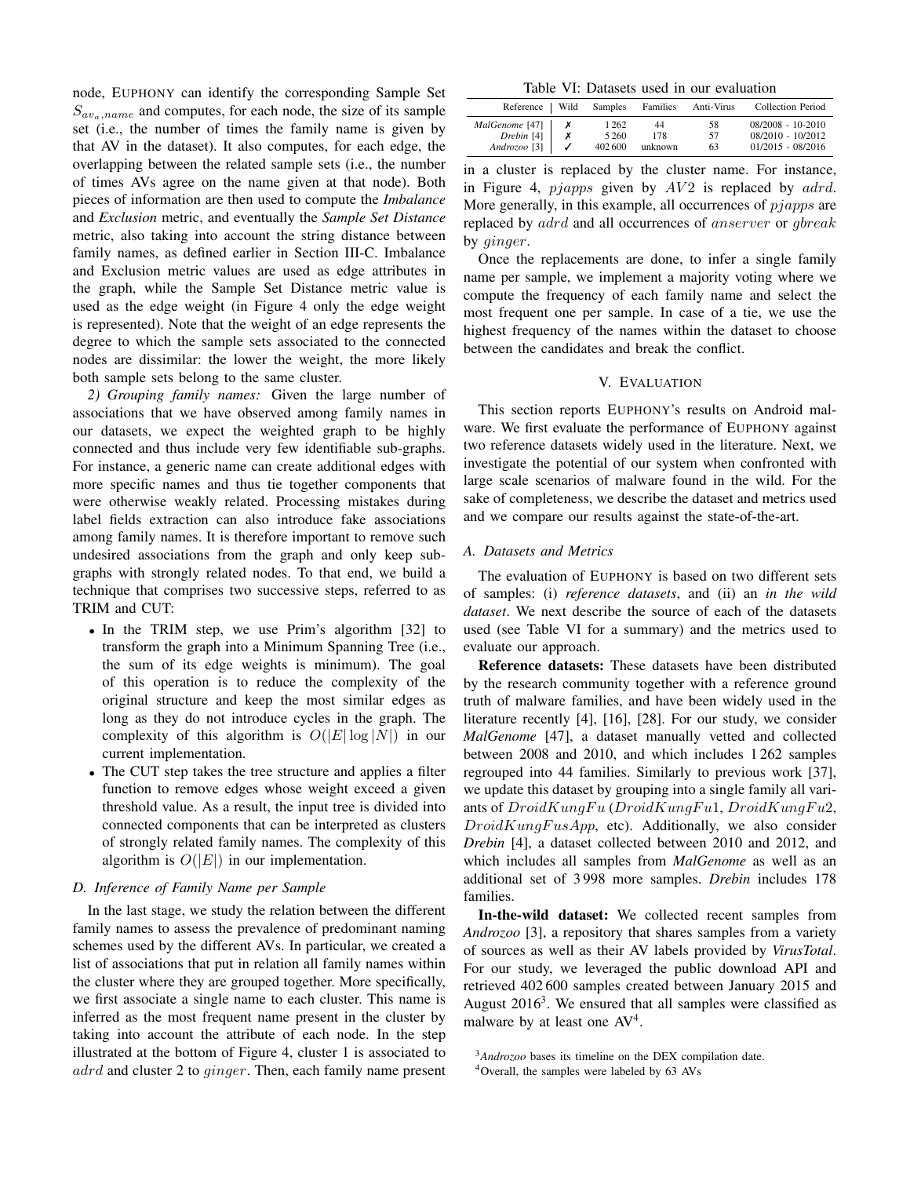node, EUPHONY can identify the corresponding Sample Set $S_{av_a,name}$ and computes, for each node, the size of its sample set (i.e., the number of times the family name is given by that AV in the dataset). It also computes, for each edge, the overlapping between the related sample sets (i.e., the number of times AVs agree on the name given at that node). Both pieces of information are then used to compute the *Imbalance* and *Exclusion* metric, and eventually the *Sample Set Distance* metric, also taking into account the string distance between family names, as defined earlier in Section III-C. Imbalance and Exclusion metric values are used as edge attributes in the graph, while the Sample Set Distance metric value is used as the edge weight (in Figure 4 only the edge weight is represented). Note that the weight of an edge represents the degree to which the sample sets associated to the connected nodes are dissimilar: the lower the weight, the more likely both sample sets belong to the same cluster.

*2) Grouping family names:* Given the large number of associations that we have observed among family names in our datasets, we expect the weighted graph to be highly connected and thus include very few identifiable sub-graphs. For instance, a generic name can create additional edges with more specific names and thus tie together components that were otherwise weakly related. Processing mistakes during label fields extraction can also introduce fake associations among family names. It is therefore important to remove such undesired associations from the graph and only keep sub-graphs with strongly related nodes. To that end, we build a technique that comprises two successive steps, referred to as TRIM and CUT:

- In the TRIM step, we use Prim's algorithm [32] to transform the graph into a Minimum Spanning Tree (i.e., the sum of its edge weights is minimum). The goal of this operation is to reduce the complexity of the original structure and keep the most similar edges as long as they do not introduce cycles in the graph. The complexity of this algorithm is $O(|E| \log |N|)$ in our current implementation.
- The CUT step takes the tree structure and applies a filter function to remove edges whose weight exceed a given threshold value. As a result, the input tree is divided into connected components that can be interpreted as clusters of strongly related family names. The complexity of this algorithm is $O(|E|)$ in our implementation.

### D. Inference of Family Name per Sample

In the last stage, we study the relation between the different family names to assess the prevalence of predominant naming schemes used by the different AVs. In particular, we created a list of associations that put in relation all family names within the cluster where they are grouped together. More specifically, we first associate a single name to each cluster. This name is inferred as the most frequent name present in the cluster by taking into account the attribute of each node. In the step illustrated at the bottom of Figure 4, cluster 1 is associated to $adrd$ and cluster 2 to $ginger$. Then, each family name present in a cluster is replaced by the cluster name. For instance, in Figure 4, $pjapps$ given by $AV2$ is replaced by $adrd$. More generally, in this example, all occurrences of $pjapps$ are replaced by $adrd$ and all occurrences of $anserver$ or $gbreak$ by $ginger$.

Table VI: Datasets used in our evaluation

| Reference | Wild | Samples | Families | Anti-Virus | Collection Period |
|---|---|---|---|---|---|
| *MalGenome* [47] | ✗ | 1 262 | 44 | 58 | 08/2008 - 10-2010 |
| *Drebin* [4] | ✗ | 5 260 | 178 | 57 | 08/2010 - 10/2012 |
| *Androzoo* [3] | ✓ | 402 600 | unknown | 63 | 01/2015 - 08/2016 |

Once the replacements are done, to infer a single family name per sample, we implement a majority voting where we compute the frequency of each family name and select the most frequent one per sample. In case of a tie, we use the highest frequency of the names within the dataset to choose between the candidates and break the conflict.

## V. EVALUATION

This section reports EUPHONY's results on Android malware. We first evaluate the performance of EUPHONY against two reference datasets widely used in the literature. Next, we investigate the potential of our system when confronted with large scale scenarios of malware found in the wild. For the sake of completeness, we describe the dataset and metrics used and we compare our results against the state-of-the-art.

### A. Datasets and Metrics

The evaluation of EUPHONY is based on two different sets of samples: (i) *reference datasets*, and (ii) an *in the wild dataset*. We next describe the source of each of the datasets used (see Table VI for a summary) and the metrics used to evaluate our approach.

**Reference datasets:** These datasets have been distributed by the research community together with a reference ground truth of malware families, and have been widely used in the literature recently [4], [16], [28]. For our study, we consider ***MalGenome*** [47], a dataset manually vetted and collected between 2008 and 2010, and which includes 1 262 samples regrouped into 44 families. Similarly to previous work [37], we update this dataset by grouping into a single family all variants of $DroidKungFu$ ($DroidKungFu1$, $DroidKungFu2$, $DroidKungFusApp$, etc). Additionally, we also consider ***Drebin*** [4], a dataset collected between 2010 and 2012, and which includes all samples from ***MalGenome*** as well as an additional set of 3 998 more samples. ***Drebin*** includes 178 families.

**In-the-wild dataset:** We collected recent samples from *Androzoo* [3], a repository that shares samples from a variety of sources as well as their AV labels provided by *VirusTotal*. For our study, we leveraged the public download API and retrieved 402 600 samples created between January 2015 and August 2016[3]. We ensured that all samples were classified as malware by at least one AV[4].

[3] *Androzoo* bases its timeline on the DEX compilation date.

[4] Overall, the samples were labeled by 63 AVs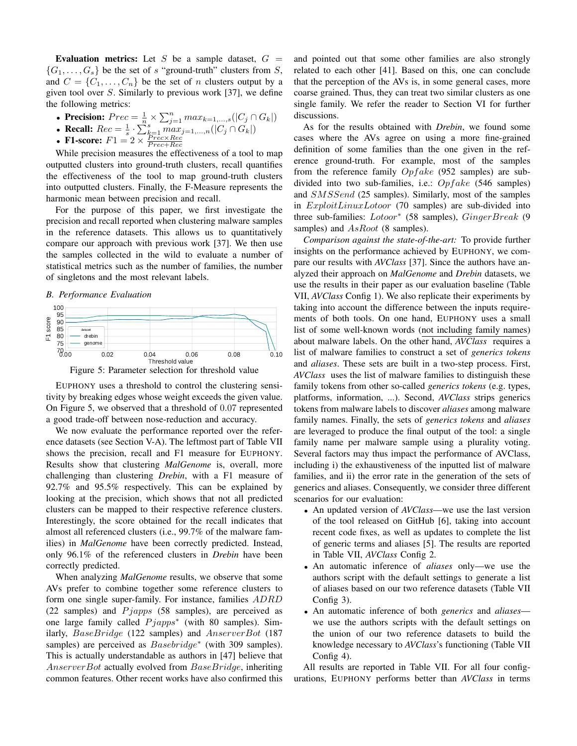**Evaluation metrics:** Let $S$ be a sample dataset, $G = \{G_1, \ldots, G_s\}$ be the set of $s$ "ground-truth" clusters from $S$, and $C = \{C_1, \ldots, C_n\}$ be the set of $n$ clusters output by a given tool over $S$. Similarly to previous work [37], we define the following metrics:

- **Precision:** $Prec = \frac{1}{n} \times \sum_{j=1}^{n} max_{k=1,\ldots,s}(|C_j \cap G_k|)$
- **Recall:** $Rec = \frac{1}{s} \cdot \sum_{k=1}^{s} max_{j=1,\ldots,n}(|C_j \cap G_k|)$
- **F1-score:** $F1 = 2 \times \frac{Prec \times Rec}{Prec + Rec}$

While precision measures the effectiveness of a tool to map outputted clusters into ground-truth clusters, recall quantifies the effectiveness of the tool to map ground-truth clusters into outputted clusters. Finally, the F-Measure represents the harmonic mean between precision and recall.

For the purpose of this paper, we first investigate the precision and recall reported when clustering malware samples in the reference datasets. This allows us to quantitatively compare our approach with previous work [37]. We then use the samples collected in the wild to evaluate a number of statistical metrics such as the number of families, the number of singletons and the most relevant labels.

### B. Performance Evaluation

Figure 5: Parameter selection for threshold value

EUPHONY uses a threshold to control the clustering sensitivity by breaking edges whose weight exceeds the given value. On Figure 5, we observed that a threshold of 0.07 represented a good trade-off between nose-reduction and accuracy.

We now evaluate the performance reported over the reference datasets (see Section V-A). The leftmost part of Table VII shows the precision, recall and F1 measure for EUPHONY. Results show that clustering *MalGenome* is, overall, more challenging than clustering *Drebin*, with a F1 measure of 92.7% and 95.5% respectively. This can be explained by looking at the precision, which shows that not all predicted clusters can be mapped to their respective reference clusters. Interestingly, the score obtained for the recall indicates that almost all referenced clusters (i.e., 99.7% of the malware families) in *MalGenome* have been correctly predicted. Instead, only 96.1% of the referenced clusters in *Drebin* have been correctly predicted.

When analyzing *MalGenome* results, we observe that some AVs prefer to combine together some reference clusters to form one single super-family. For instance, families $ADRD$ (22 samples) and $Pjapps$ (58 samples), are perceived as one large family called $Pjapps^*$ (with 80 samples). Similarly, $BaseBridge$ (122 samples) and $AnserverBot$ (187 samples) are perceived as $Basebridge^*$ (with 309 samples). This is actually understandable as authors in [47] believe that $AnserverBot$ actually evolved from $BaseBridge$, inheriting common features. Other recent works have also confirmed this and pointed out that some other families are also strongly related to each other [41]. Based on this, one can conclude that the perception of the AVs is, in some general cases, more coarse grained. Thus, they can treat two similar clusters as one single family. We refer the reader to Section VI for further discussions.

As for the results obtained with *Drebin*, we found some cases where the AVs agree on using a more fine-grained definition of some families than the one given in the reference ground-truth. For example, most of the samples from the reference family $Opfake$ (952 samples) are subdivided into two sub-families, i.e.: $Opfake$ (546 samples) and $SMSSend$ (25 samples). Similarly, most of the samples in $ExploitLinuxLotoor$ (70 samples) are sub-divided into three sub-families: $Lotoor^*$ (58 samples), $GingerBreak$ (9 samples) and $AsRoot$ (8 samples).

*Comparison against the state-of-the-art:* To provide further insights on the performance achieved by EUPHONY, we compare our results with *AVClass* [37]. Since the authors have analyzed their approach on *MalGenome* and *Drebin* datasets, we use the results in their paper as our evaluation baseline (Table VII, *AVClass* Config 1). We also replicate their experiments by taking into account the difference between the inputs requirements of both tools. On one hand, EUPHONY uses a small list of some well-known words (not including family names) about malware labels. On the other hand, *AVClass* requires a list of malware families to construct a set of *generics tokens* and *aliases*. These sets are built in a two-step process. First, *AVClass* uses the list of malware families to distinguish these family tokens from other so-called *generics tokens* (e.g. types, platforms, information, ...). Second, *AVClass* strips generics tokens from malware labels to discover *aliases* among malware family names. Finally, the sets of *generics tokens* and *aliases* are leveraged to produce the final output of the tool: a single family name per malware sample using a plurality voting. Several factors may thus impact the performance of AVClass, including i) the exhaustiveness of the inputted list of malware families, and ii) the error rate in the generation of the sets of generics and aliases. Consequently, we consider three different scenarios for our evaluation:

- An updated version of *AVClass*—we use the last version of the tool released on GitHub [6], taking into account recent code fixes, as well as updates to complete the list of generic terms and aliases [5]. The results are reported in Table VII, *AVClass* Config 2.
- An automatic inference of *aliases* only—we use the authors script with the default settings to generate a list of aliases based on our two reference datasets (Table VII Config 3).
- An automatic inference of both *generics* and *aliases*—we use the authors scripts with the default settings on the union of our two reference datasets to build the knowledge necessary to *AVClass*'s functioning (Table VII Config 4).

All results are reported in Table VII. For all four configurations, EUPHONY performs better than *AVClass* in terms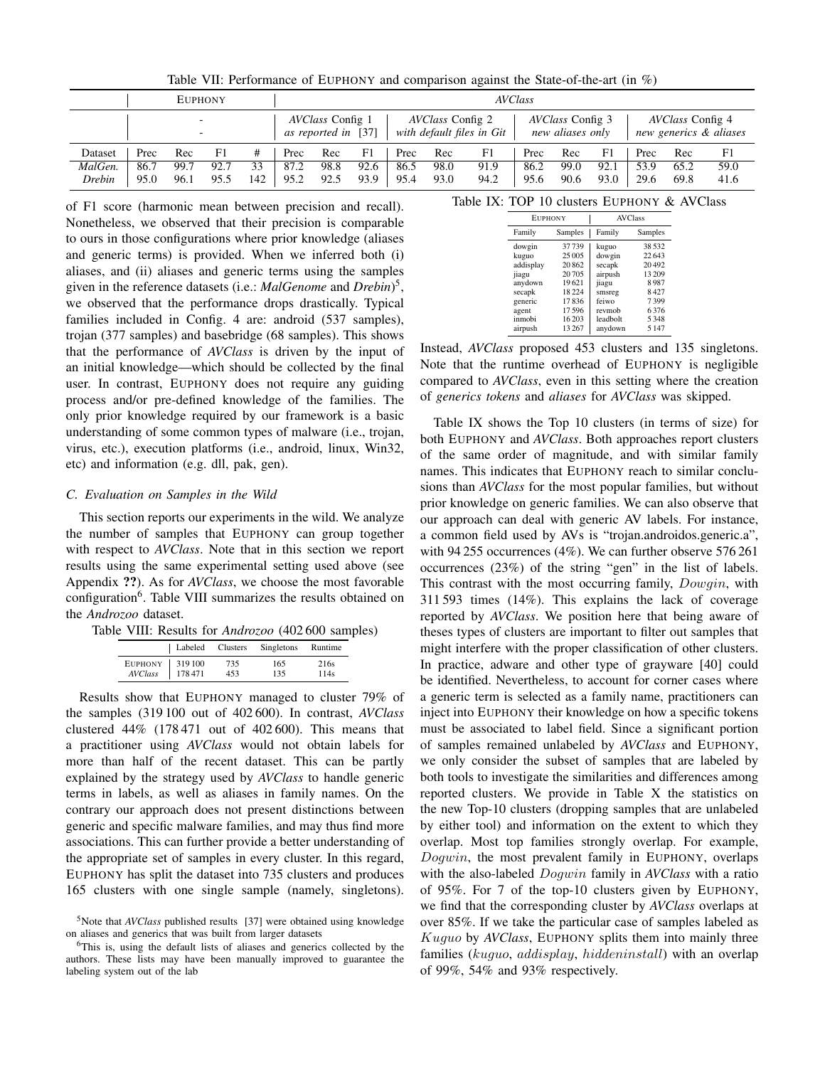Table VII: Performance of EUPHONY and comparison against the State-of-the-art (in %)

| | EUPHONY | | | | *AVClass* | | | | | | | | | | | |
|---|---|---|---|---|---|---|---|---|---|---|---|---|---|---|---|---|
| | - - | | | | *AVClass* Config 1 *as reported in* [37] | | | *AVClass* Config 2 *with default files in Git* | | | *AVClass* Config 3 *new aliases only* | | | *AVClass* Config 4 *new generics & aliases* | | |
| Dataset | Prec | Rec | F1 | # | Prec | Rec | F1 | Prec | Rec | F1 | Prec | Rec | F1 | Prec | Rec | F1 |
| *MalGen.* | 86.7 | 99.7 | 92.7 | 33 | 87.2 | 98.8 | 92.6 | 86.5 | 98.0 | 91.9 | 86.2 | 99.0 | 92.1 | 53.9 | 65.2 | 59.0 |
| *Drebin* | 95.0 | 96.1 | 95.5 | 142 | 95.2 | 92.5 | 93.9 | 95.4 | 93.0 | 94.2 | 95.6 | 90.6 | 93.0 | 29.6 | 69.8 | 41.6 |

of F1 score (harmonic mean between precision and recall). Nonetheless, we observed that their precision is comparable to ours in those configurations where prior knowledge (aliases and generic terms) is provided. When we inferred both (i) aliases, and (ii) aliases and generic terms using the samples given in the reference datasets (i.e.: *MalGenome* and *Drebin*)[5], we observed that the performance drops drastically. Typical families included in Config. 4 are: android (537 samples), trojan (377 samples) and basebridge (68 samples). This shows that the performance of *AVClass* is driven by the input of an initial knowledge—which should be collected by the final user. In contrast, EUPHONY does not require any guiding process and/or pre-defined knowledge of the families. The only prior knowledge required by our framework is a basic understanding of some common types of malware (i.e., trojan, virus, etc.), execution platforms (i.e., android, linux, Win32, etc) and information (e.g. dll, pak, gen).

### C. Evaluation on Samples in the Wild

This section reports our experiments in the wild. We analyze the number of samples that EUPHONY can group together with respect to *AVClass*. Note that in this section we report results using the same experimental setting used above (see Appendix **??**). As for *AVClass*, we choose the most favorable configuration[6]. Table VIII summarizes the results obtained on the *Androzoo* dataset.

Table VIII: Results for *Androzoo* (402 600 samples)

| | Labeled | Clusters | Singletons | Runtime |
|---|---|---|---|---|
| EUPHONY | 319 100 | 735 | 165 | 216s |
| *AVClass* | 178 471 | 453 | 135 | 114s |

Results show that EUPHONY managed to cluster 79% of the samples (319 100 out of 402 600). In contrast, *AVClass* clustered 44% (178 471 out of 402 600). This means that a practitioner using *AVClass* would not obtain labels for more than half of the recent dataset. This can be partly explained by the strategy used by *AVClass* to handle generic terms in labels, as well as aliases in family names. On the contrary our approach does not present distinctions between generic and specific malware families, and may thus find more associations. This can further provide a better understanding of the appropriate set of samples in every cluster. In this regard, EUPHONY has split the dataset into 735 clusters and produces 165 clusters with one single sample (namely, singletons). Instead, *AVClass* proposed 453 clusters and 135 singletons. Note that the runtime overhead of EUPHONY is negligible compared to *AVClass*, even in this setting where the creation of *generics tokens* and *aliases* for *AVClass* was skipped.

[5] Note that *AVClass* published results [37] were obtained using knowledge on aliases and generics that was built from larger datasets

[6] This is, using the default lists of aliases and generics collected by the authors. These lists may have been manually improved to guarantee the labeling system out of the lab

Table IX: TOP 10 clusters EUPHONY & AVClass

| EUPHONY | | AVClass | |
|---|---|---|---|
| Family | Samples | Family | Samples |
| dowgin | 37 739 | kuguo | 38 532 |
| kuguo | 25 005 | dowgin | 22 643 |
| addisplay | 20 862 | secapk | 20 492 |
| jiagu | 20 705 | airpush | 13 209 |
| anydown | 19 621 | jiagu | 8 987 |
| secapk | 18 224 | smsreg | 8 427 |
| generic | 17 836 | feiwo | 7 399 |
| agent | 17 596 | revmob | 6 376 |
| inmobi | 16 203 | leadbolt | 5 348 |
| airpush | 13 267 | anydown | 5 147 |

Table IX shows the Top 10 clusters (in terms of size) for both EUPHONY and *AVClass*. Both approaches report clusters of the same order of magnitude, and with similar family names. This indicates that EUPHONY reach to similar conclusions than *AVClass* for the most popular families, but without prior knowledge on generic families. We can also observe that our approach can deal with generic AV labels. For instance, a common field used by AVs is "trojan.androidos.generic.a", with 94 255 occurrences (4%). We can further observe 576 261 occurrences (23%) of the string "gen" in the list of labels. This contrast with the most occurring family, $Dowgin$, with 311 593 times (14%). This explains the lack of coverage reported by *AVClass*. We position here that being aware of theses types of clusters are important to filter out samples that might interfere with the proper classification of other clusters. In practice, adware and other type of grayware [40] could be identified. Nevertheless, to account for corner cases where a generic term is selected as a family name, practitioners can inject into EUPHONY their knowledge on how a specific tokens must be associated to label field. Since a significant portion of samples remained unlabeled by *AVClass* and EUPHONY, we only consider the subset of samples that are labeled by both tools to investigate the similarities and differences among reported clusters. We provide in Table X the statistics on the new Top-10 clusters (dropping samples that are unlabeled by either tool) and information on the extent to which they overlap. Most top families strongly overlap. For example, $Dogwin$, the most prevalent family in EUPHONY, overlaps with the also-labeled $Dogwin$ family in *AVClass* with a ratio of 95%. For 7 of the top-10 clusters given by EUPHONY, we find that the corresponding cluster by *AVClass* overlaps at over 85%. If we take the particular case of samples labeled as $Kuguo$ by *AVClass*, EUPHONY splits them into mainly three families ($kuguo$, $addisplay$, $hiddeninstall$) with an overlap of 99%, 54% and 93% respectively.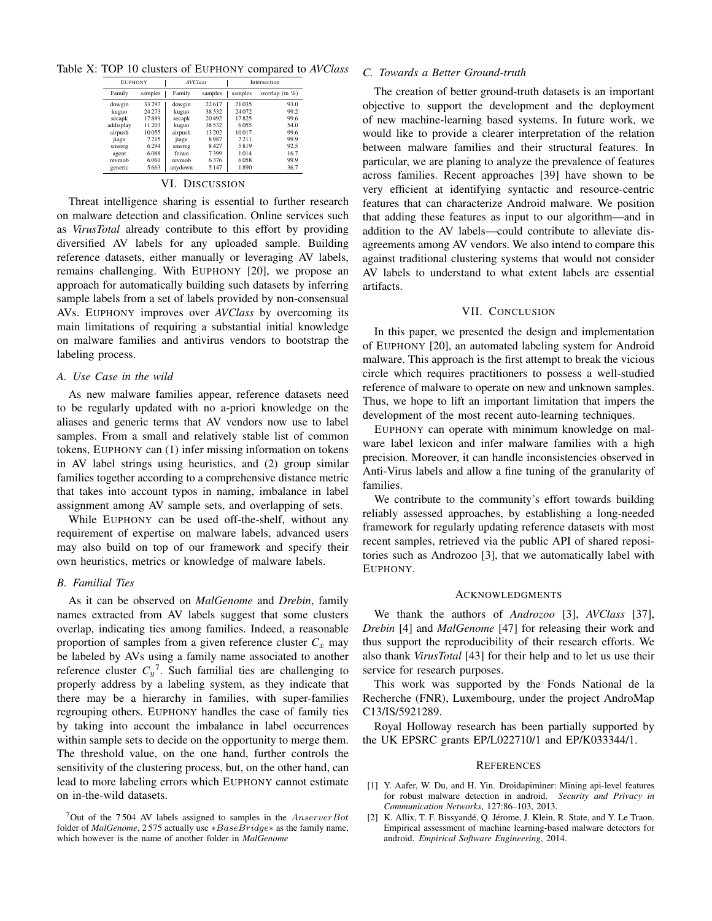Table X: TOP 10 clusters of EUPHONY compared to *AVClass*

| EUPHONY | | *AVClass* | | Intersection | |
|---|---|---|---|---|---|
| Family | samples | Family | samples | samples | overlap (in %) |
| dowgin | 33 297 | dowgin | 22 617 | 21 035 | 93.0 |
| kuguo | 24 273 | kuguo | 38 532 | 24 072 | 99.2 |
| secapk | 17 889 | secapk | 20 492 | 17 825 | 99.6 |
| addisplay | 11 203 | kuguo | 38 532 | 6 055 | 54.0 |
| airpush | 10 055 | airpush | 13 202 | 10 017 | 99.6 |
| jiagu | 7 215 | jiagu | 8 987 | 7 211 | 99.9 |
| smsreg | 6 294 | smsreg | 8 427 | 5 819 | 92.5 |
| agent | 6 088 | feiwo | 7 399 | 1 014 | 16.7 |
| revmob | 6 061 | revmob | 6 376 | 6 058 | 99.9 |
| generic | 5 663 | anydown | 5 147 | 1 890 | 36.7 |

## VI. DISCUSSION

Threat intelligence sharing is essential to further research on malware detection and classification. Online services such as *VirusTotal* already contribute to this effort by providing diversified AV labels for any uploaded sample. Building reference datasets, either manually or leveraging AV labels, remains challenging. With EUPHONY [20], we propose an approach for automatically building such datasets by inferring sample labels from a set of labels provided by non-consensual AVs. EUPHONY improves over *AVClass* by overcoming its main limitations of requiring a substantial initial knowledge on malware families and antivirus vendors to bootstrap the labeling process.

### A. Use Case in the wild

As new malware families appear, reference datasets need to be regularly updated with no a-priori knowledge on the aliases and generic terms that AV vendors now use to label samples. From a small and relatively stable list of common tokens, EUPHONY can (1) infer missing information on tokens in AV label strings using heuristics, and (2) group similar families together according to a comprehensive distance metric that takes into account typos in naming, imbalance in label assignment among AV sample sets, and overlapping of sets.

While EUPHONY can be used off-the-shelf, without any requirement of expertise on malware labels, advanced users may also build on top of our framework and specify their own heuristics, metrics or knowledge of malware labels.

### B. Familial Ties

As it can be observed on *MalGenome* and *Drebin*, family names extracted from AV labels suggest that some clusters overlap, indicating ties among families. Indeed, a reasonable proportion of samples from a given reference cluster $C_x$ may be labeled by AVs using a family name associated to another reference cluster $C_y$[7]. Such familial ties are challenging to properly address by a labeling system, as they indicate that there may be a hierarchy in families, with super-families regrouping others. EUPHONY handles the case of family ties by taking into account the imbalance in label occurrences within sample sets to decide on the opportunity to merge them. The threshold value, on the one hand, further controls the sensitivity of the clustering process, but, on the other hand, can lead to more labeling errors which EUPHONY cannot estimate on in-the-wild datasets.

[7]Out of the 7 504 AV labels assigned to samples in the $AnserverBot$ folder of *MalGenome*, 2 575 actually use $*BaseBridge*$ as the family name, which however is the name of another folder in *MalGenome*

### C. Towards a Better Ground-truth

The creation of better ground-truth datasets is an important objective to support the development and the deployment of new machine-learning based systems. In future work, we would like to provide a clearer interpretation of the relation between malware families and their structural features. In particular, we are planing to analyze the prevalence of features across families. Recent approaches [39] have shown to be very efficient at identifying syntactic and resource-centric features that can characterize Android malware. We position that adding these features as input to our algorithm—and in addition to the AV labels—could contribute to alleviate disagreements among AV vendors. We also intend to compare this against traditional clustering systems that would not consider AV labels to understand to what extent labels are essential artifacts.

## VII. CONCLUSION

In this paper, we presented the design and implementation of EUPHONY [20], an automated labeling system for Android malware. This approach is the first attempt to break the vicious circle which requires practitioners to possess a well-studied reference of malware to operate on new and unknown samples. Thus, we hope to lift an important limitation that impers the development of the most recent auto-learning techniques.

EUPHONY can operate with minimum knowledge on malware label lexicon and infer malware families with a high precision. Moreover, it can handle inconsistencies observed in Anti-Virus labels and allow a fine tuning of the granularity of families.

We contribute to the community's effort towards building reliably assessed approaches, by establishing a long-needed framework for regularly updating reference datasets with most recent samples, retrieved via the public API of shared repositories such as Androzoo [3], that we automatically label with EUPHONY.

## ACKNOWLEDGMENTS

We thank the authors of *Androzoo* [3], *AVClass* [37], *Drebin* [4] and *MalGenome* [47] for releasing their work and thus support the reproducibility of their research efforts. We also thank *VirusTotal* [43] for their help and to let us use their service for research purposes.

This work was supported by the Fonds National de la Recherche (FNR), Luxembourg, under the project AndroMap C13/IS/5921289.

Royal Holloway research has been partially supported by the UK EPSRC grants EP/L022710/1 and EP/K033344/1.

## REFERENCES

[1] Y. Aafer, W. Du, and H. Yin. Droidapiminer: Mining api-level features for robust malware detection in android. *Security and Privacy in Communication Networks*, 127:86–103, 2013.

[2] K. Allix, T. F. Bissyandé, Q. Jérome, J. Klein, R. State, and Y. Le Traon. Empirical assessment of machine learning-based malware detectors for android. *Empirical Software Engineering*, 2014.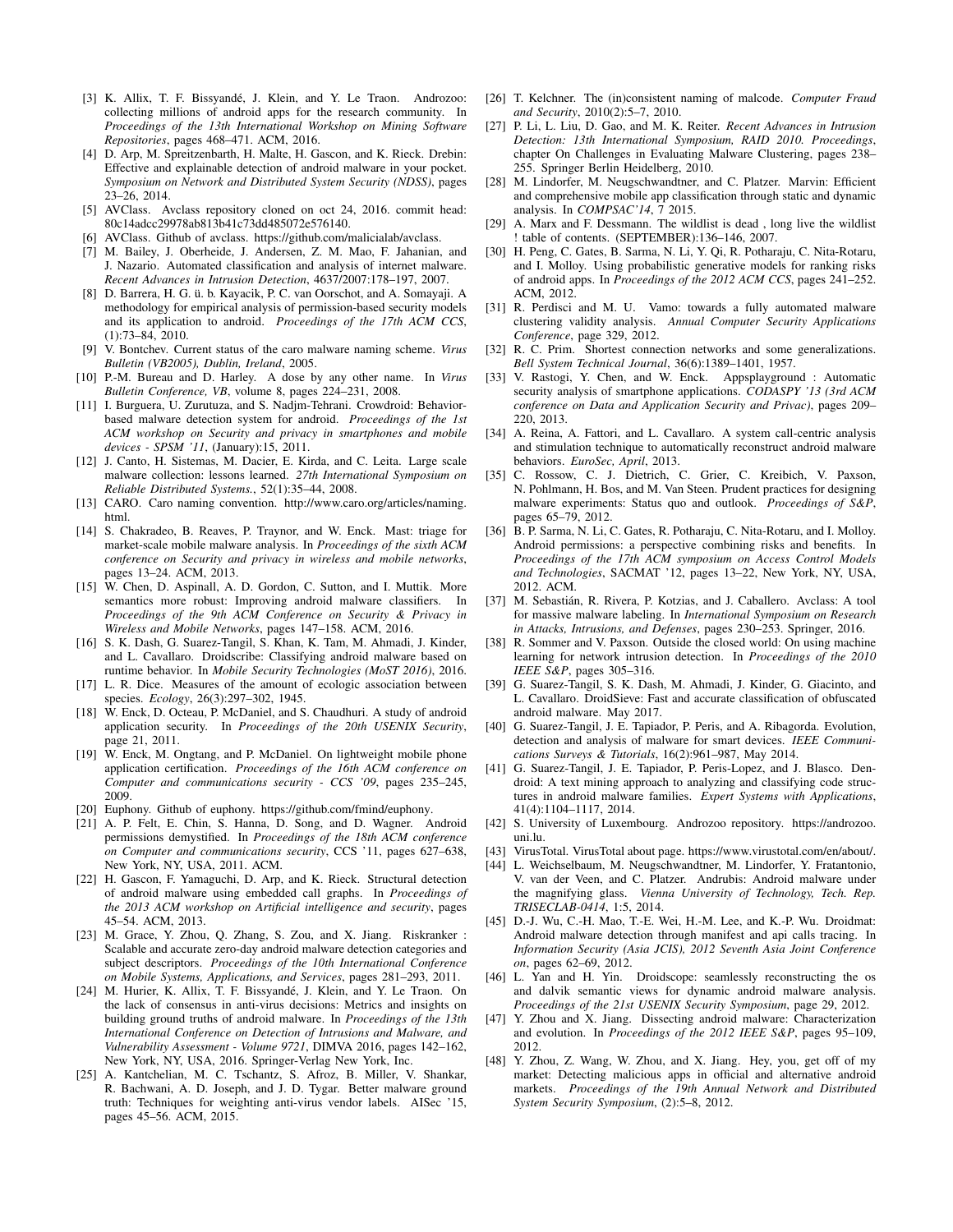[3] K. Allix, T. F. Bissyandé, J. Klein, and Y. Le Traon. Androzoo: collecting millions of android apps for the research community. In *Proceedings of the 13th International Workshop on Mining Software Repositories*, pages 468–471. ACM, 2016.

[4] D. Arp, M. Spreitzenbarth, H. Malte, H. Gascon, and K. Rieck. Drebin: Effective and explainable detection of android malware in your pocket. *Symposium on Network and Distributed System Security (NDSS)*, pages 23–26, 2014.

[5] AVClass. Avclass repository cloned on oct 24, 2016. commit head: 80c14adcc29978ab813b41c73dd485072e576140.

[6] AVClass. Github of avclass. https://github.com/malicialab/avclass.

[7] M. Bailey, J. Oberheide, J. Andersen, Z. M. Mao, F. Jahanian, and J. Nazario. Automated classification and analysis of internet malware. *Recent Advances in Intrusion Detection*, 4637/2007:178–197, 2007.

[8] D. Barrera, H. G. ü. b. Kayacik, P. C. van Oorschot, and A. Somayaji. A methodology for empirical analysis of permission-based security models and its application to android. *Proceedings of the 17th ACM CCS*, (1):73–84, 2010.

[9] V. Bontchev. Current status of the caro malware naming scheme. *Virus Bulletin (VB2005), Dublin, Ireland*, 2005.

[10] P.-M. Bureau and D. Harley. A dose by any other name. In *Virus Bulletin Conference, VB*, volume 8, pages 224–231, 2008.

[11] I. Burguera, U. Zurutuza, and S. Nadjm-Tehrani. Crowdroid: Behavior-based malware detection system for android. *Proceedings of the 1st ACM workshop on Security and privacy in smartphones and mobile devices - SPSM '11*, (January):15, 2011.

[12] J. Canto, H. Sistemas, M. Dacier, E. Kirda, and C. Leita. Large scale malware collection: lessons learned. *27th International Symposium on Reliable Distributed Systems.*, 52(1):35–44, 2008.

[13] CARO. Caro naming convention. http://www.caro.org/articles/naming.html.

[14] S. Chakradeo, B. Reaves, P. Traynor, and W. Enck. Mast: triage for market-scale mobile malware analysis. In *Proceedings of the sixth ACM conference on Security and privacy in wireless and mobile networks*, pages 13–24. ACM, 2013.

[15] W. Chen, D. Aspinall, A. D. Gordon, C. Sutton, and I. Muttik. More semantics more robust: Improving android malware classifiers. In *Proceedings of the 9th ACM Conference on Security & Privacy in Wireless and Mobile Networks*, pages 147–158. ACM, 2016.

[16] S. K. Dash, G. Suarez-Tangil, S. Khan, K. Tam, M. Ahmadi, J. Kinder, and L. Cavallaro. Droidscribe: Classifying android malware based on runtime behavior. In *Mobile Security Technologies (MoST 2016)*, 2016.

[17] L. R. Dice. Measures of the amount of ecologic association between species. *Ecology*, 26(3):297–302, 1945.

[18] W. Enck, D. Octeau, P. McDaniel, and S. Chaudhuri. A study of android application security. In *Proceedings of the 20th USENIX Security*, page 21, 2011.

[19] W. Enck, M. Ongtang, and P. McDaniel. On lightweight mobile phone application certification. *Proceedings of the 16th ACM conference on Computer and communications security - CCS '09*, pages 235–245, 2009.

[20] Euphony. Github of euphony. https://github.com/fmind/euphony.

[21] A. P. Felt, E. Chin, S. Hanna, D. Song, and D. Wagner. Android permissions demystified. In *Proceedings of the 18th ACM conference on Computer and communications security*, CCS '11, pages 627–638, New York, NY, USA, 2011. ACM.

[22] H. Gascon, F. Yamaguchi, D. Arp, and K. Rieck. Structural detection of android malware using embedded call graphs. In *Proceedings of the 2013 ACM workshop on Artificial intelligence and security*, pages 45–54. ACM, 2013.

[23] M. Grace, Y. Zhou, Q. Zhang, S. Zou, and X. Jiang. Riskranker : Scalable and accurate zero-day android malware detection categories and subject descriptors. *Proceedings of the 10th International Conference on Mobile Systems, Applications, and Services*, pages 281–293, 2011.

[24] M. Hurier, K. Allix, T. F. Bissyandé, J. Klein, and Y. Le Traon. On the lack of consensus in anti-virus decisions: Metrics and insights on building ground truths of android malware. In *Proceedings of the 13th International Conference on Detection of Intrusions and Malware, and Vulnerability Assessment - Volume 9721*, DIMVA 2016, pages 142–162, New York, NY, USA, 2016. Springer-Verlag New York, Inc.

[25] A. Kantchelian, M. C. Tschantz, S. Afroz, B. Miller, V. Shankar, R. Bachwani, A. D. Joseph, and J. D. Tygar. Better malware ground truth: Techniques for weighting anti-virus vendor labels. AISec '15, pages 45–56. ACM, 2015.

[26] T. Kelchner. The (in)consistent naming of malcode. *Computer Fraud and Security*, 2010(2):5–7, 2010.

[27] P. Li, L. Liu, D. Gao, and M. K. Reiter. *Recent Advances in Intrusion Detection: 13th International Symposium, RAID 2010. Proceedings*, chapter On Challenges in Evaluating Malware Clustering, pages 238–255. Springer Berlin Heidelberg, 2010.

[28] M. Lindorfer, M. Neugschwandtner, and C. Platzer. Marvin: Efficient and comprehensive mobile app classification through static and dynamic analysis. In *COMPSAC'14*, 7 2015.

[29] A. Marx and F. Dessmann. The wildlist is dead , long live the wildlist ! table of contents. (SEPTEMBER):136–146, 2007.

[30] H. Peng, C. Gates, B. Sarma, N. Li, Y. Qi, R. Potharaju, C. Nita-Rotaru, and I. Molloy. Using probabilistic generative models for ranking risks of android apps. In *Proceedings of the 2012 ACM CCS*, pages 241–252. ACM, 2012.

[31] R. Perdisci and M. U. Vamo: towards a fully automated malware clustering validity analysis. *Annual Computer Security Applications Conference*, page 329, 2012.

[32] R. C. Prim. Shortest connection networks and some generalizations. *Bell System Technical Journal*, 36(6):1389–1401, 1957.

[33] V. Rastogi, Y. Chen, and W. Enck. Appsplayground : Automatic security analysis of smartphone applications. *CODASPY '13 (3rd ACM conference on Data and Application Security and Privac)*, pages 209–220, 2013.

[34] A. Reina, A. Fattori, and L. Cavallaro. A system call-centric analysis and stimulation technique to automatically reconstruct android malware behaviors. *EuroSec, April*, 2013.

[35] C. Rossow, C. J. Dietrich, C. Grier, C. Kreibich, V. Paxson, N. Pohlmann, H. Bos, and M. Van Steen. Prudent practices for designing malware experiments: Status quo and outlook. *Proceedings of S&P*, pages 65–79, 2012.

[36] B. P. Sarma, N. Li, C. Gates, R. Potharaju, C. Nita-Rotaru, and I. Molloy. Android permissions: a perspective combining risks and benefits. In *Proceedings of the 17th ACM symposium on Access Control Models and Technologies*, SACMAT '12, pages 13–22, New York, NY, USA, 2012. ACM.

[37] M. Sebastián, R. Rivera, P. Kotzias, and J. Caballero. Avclass: A tool for massive malware labeling. In *International Symposium on Research in Attacks, Intrusions, and Defenses*, pages 230–253. Springer, 2016.

[38] R. Sommer and V. Paxson. Outside the closed world: On using machine learning for network intrusion detection. In *Proceedings of the 2010 IEEE S&P*, pages 305–316.

[39] G. Suarez-Tangil, S. K. Dash, M. Ahmadi, J. Kinder, G. Giacinto, and L. Cavallaro. DroidSieve: Fast and accurate classification of obfuscated android malware. May 2017.

[40] G. Suarez-Tangil, J. E. Tapiador, P. Peris, and A. Ribagorda. Evolution, detection and analysis of malware for smart devices. *IEEE Communications Surveys & Tutorials*, 16(2):961–987, May 2014.

[41] G. Suarez-Tangil, J. E. Tapiador, P. Peris-Lopez, and J. Blasco. Dendroid: A text mining approach to analyzing and classifying code structures in android malware families. *Expert Systems with Applications*, 41(4):1104–1117, 2014.

[42] S. University of Luxembourg. Androzoo repository. https://androzoo.uni.lu.

[43] VirusTotal. VirusTotal about page. https://www.virustotal.com/en/about/.

[44] L. Weichselbaum, M. Neugschwandtner, M. Lindorfer, Y. Fratantonio, V. van der Veen, and C. Platzer. Andrubis: Android malware under the magnifying glass. *Vienna University of Technology, Tech. Rep. TRISECLAB-0414*, 1:5, 2014.

[45] D.-J. Wu, C.-H. Mao, T.-E. Wei, H.-M. Lee, and K.-P. Wu. Droidmat: Android malware detection through manifest and api calls tracing. In *Information Security (Asia JCIS), 2012 Seventh Asia Joint Conference on*, pages 62–69, 2012.

[46] L. Yan and H. Yin. Droidscope: seamlessly reconstructing the os and dalvik semantic views for dynamic android malware analysis. *Proceedings of the 21st USENIX Security Symposium*, page 29, 2012.

[47] Y. Zhou and X. Jiang. Dissecting android malware: Characterization and evolution. In *Proceedings of the 2012 IEEE S&P*, pages 95–109, 2012.

[48] Y. Zhou, Z. Wang, W. Zhou, and X. Jiang. Hey, you, get off of my market: Detecting malicious apps in official and alternative android markets. *Proceedings of the 19th Annual Network and Distributed System Security Symposium*, (2):5–8, 2012.